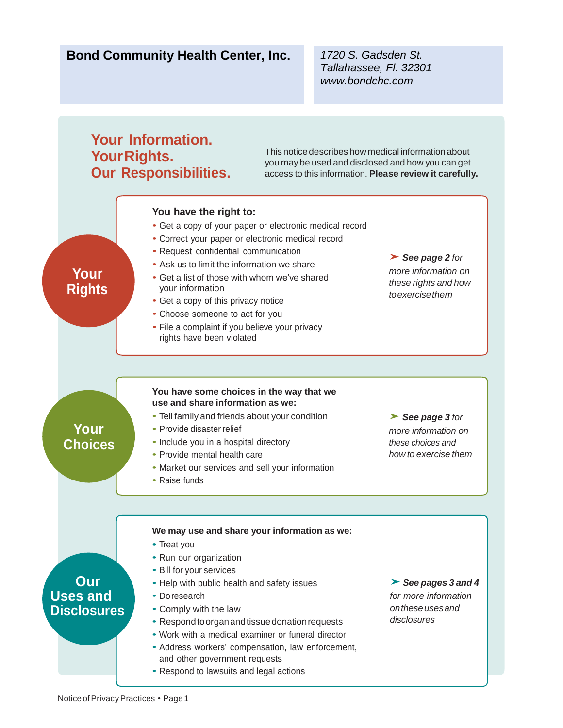**Bond Community Health Center, Inc.**

*1720 S. Gadsden St.*
*Tallahassee, Fl. 32301*
*www.bondchc.com*

# Your Information. Your Rights. Our Responsibilities.

This notice describes how medical information about you may be used and disclosed and how you can get access to this information. **Please review it carefully.**

## Your Rights

**You have the right to:**

- Get a copy of your paper or electronic medical record
- Correct your paper or electronic medical record
- Request confidential communication
- Ask us to limit the information we share
- Get a list of those with whom we've shared your information
- Get a copy of this privacy notice
- Choose someone to act for you
- File a complaint if you believe your privacy rights have been violated

➤ ***See page 2*** *for more information on these rights and how to exercise them*

## Your Choices

**You have some choices in the way that we use and share information as we:**

- Tell family and friends about your condition
- Provide disaster relief
- Include you in a hospital directory
- Provide mental health care
- Market our services and sell your information
- Raise funds

➤ ***See page 3*** *for more information on these choices and how to exercise them*

## Our Uses and Disclosures

**We may use and share your information as we:**

- Treat you
- Run our organization
- Bill for your services
- Help with public health and safety issues
- Do research
- Comply with the law
- Respond to organ and tissue donation requests
- Work with a medical examiner or funeral director
- Address workers' compensation, law enforcement, and other government requests
- Respond to lawsuits and legal actions

➤ ***See pages 3 and 4*** *for more information on these uses and disclosures*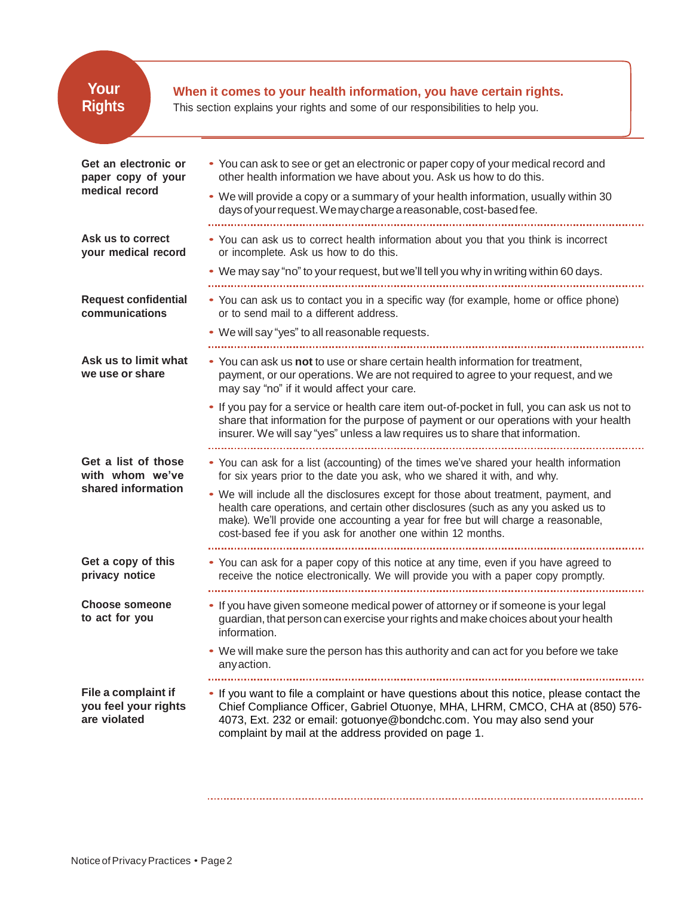# Your Rights

**When it comes to your health information, you have certain rights.**
This section explains your rights and some of our responsibilities to help you.

### Get an electronic or paper copy of your medical record

- You can ask to see or get an electronic or paper copy of your medical record and other health information we have about you. Ask us how to do this.
- We will provide a copy or a summary of your health information, usually within 30 days of your request. We may charge a reasonable, cost-based fee.

### Ask us to correct your medical record

- You can ask us to correct health information about you that you think is incorrect or incomplete. Ask us how to do this.
- We may say "no" to your request, but we'll tell you why in writing within 60 days.

### Request confidential communications

- You can ask us to contact you in a specific way (for example, home or office phone) or to send mail to a different address.
- We will say "yes" to all reasonable requests.

### Ask us to limit what we use or share

- You can ask us **not** to use or share certain health information for treatment, payment, or our operations. We are not required to agree to your request, and we may say "no" if it would affect your care.
- If you pay for a service or health care item out-of-pocket in full, you can ask us not to share that information for the purpose of payment or our operations with your health insurer. We will say "yes" unless a law requires us to share that information.

### Get a list of those with whom we've shared information

- You can ask for a list (accounting) of the times we've shared your health information for six years prior to the date you ask, who we shared it with, and why.
- We will include all the disclosures except for those about treatment, payment, and health care operations, and certain other disclosures (such as any you asked us to make). We'll provide one accounting a year for free but will charge a reasonable, cost-based fee if you ask for another one within 12 months.

### Get a copy of this privacy notice

- You can ask for a paper copy of this notice at any time, even if you have agreed to receive the notice electronically. We will provide you with a paper copy promptly.

### Choose someone to act for you

- If you have given someone medical power of attorney or if someone is your legal guardian, that person can exercise your rights and make choices about your health information.
- We will make sure the person has this authority and can act for you before we take any action.

### File a complaint if you feel your rights are violated

- If you want to file a complaint or have questions about this notice, please contact the Chief Compliance Officer, Gabriel Otuonye, MHA, LHRM, CMCO, CHA at (850) 576-4073, Ext. 232 or email: gotuonye@bondchc.com. You may also send your complaint by mail at the address provided on page 1.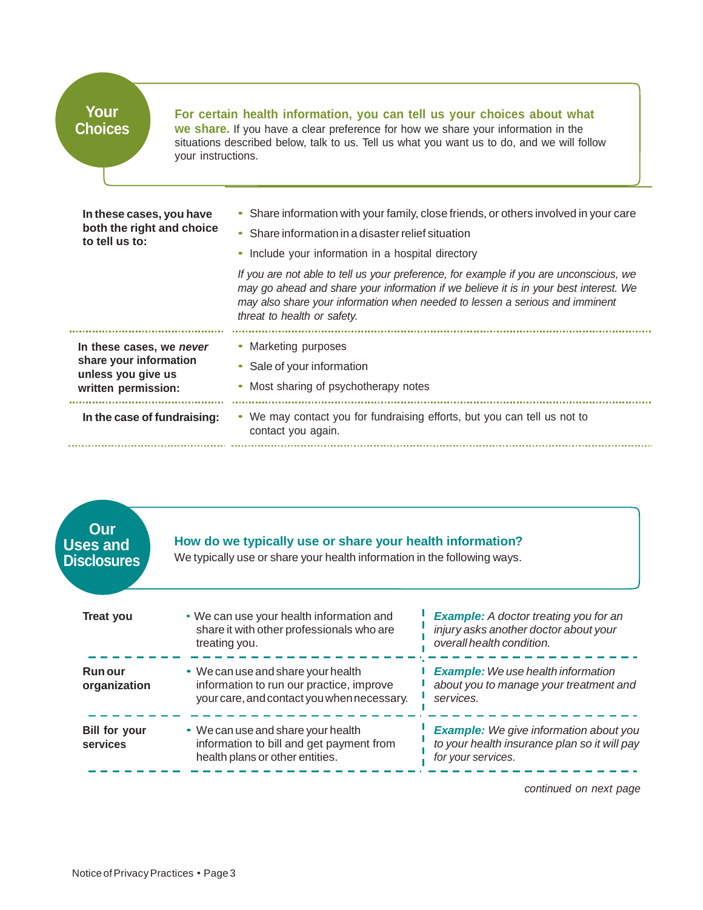## Your Choices

**For certain health information, you can tell us your choices about what we share.** If you have a clear preference for how we share your information in the situations described below, talk to us. Tell us what you want us to do, and we will follow your instructions.

**In these cases, you have both the right and choice to tell us to:**

- Share information with your family, close friends, or others involved in your care
- Share information in a disaster relief situation
- Include your information in a hospital directory

*If you are not able to tell us your preference, for example if you are unconscious, we may go ahead and share your information if we believe it is in your best interest. We may also share your information when needed to lessen a serious and imminent threat to health or safety.*

**In these cases, we *never* share your information unless you give us written permission:**

- Marketing purposes
- Sale of your information
- Most sharing of psychotherapy notes

**In the case of fundraising:**

- We may contact you for fundraising efforts, but you can tell us not to contact you again.

## Our Uses and Disclosures

**How do we typically use or share your health information?**
We typically use or share your health information in the following ways.

| | | |
|---|---|---|
| **Treat you** | • We can use your health information and share it with other professionals who are treating you. | ***Example:*** *A doctor treating you for an injury asks another doctor about your overall health condition.* |
| **Run our organization** | • We can use and share your health information to run our practice, improve your care, and contact you when necessary. | ***Example:*** *We use health information about you to manage your treatment and services.* |
| **Bill for your services** | • We can use and share your health information to bill and get payment from health plans or other entities. | ***Example:*** *We give information about you to your health insurance plan so it will pay for your services.* |

*continued on next page*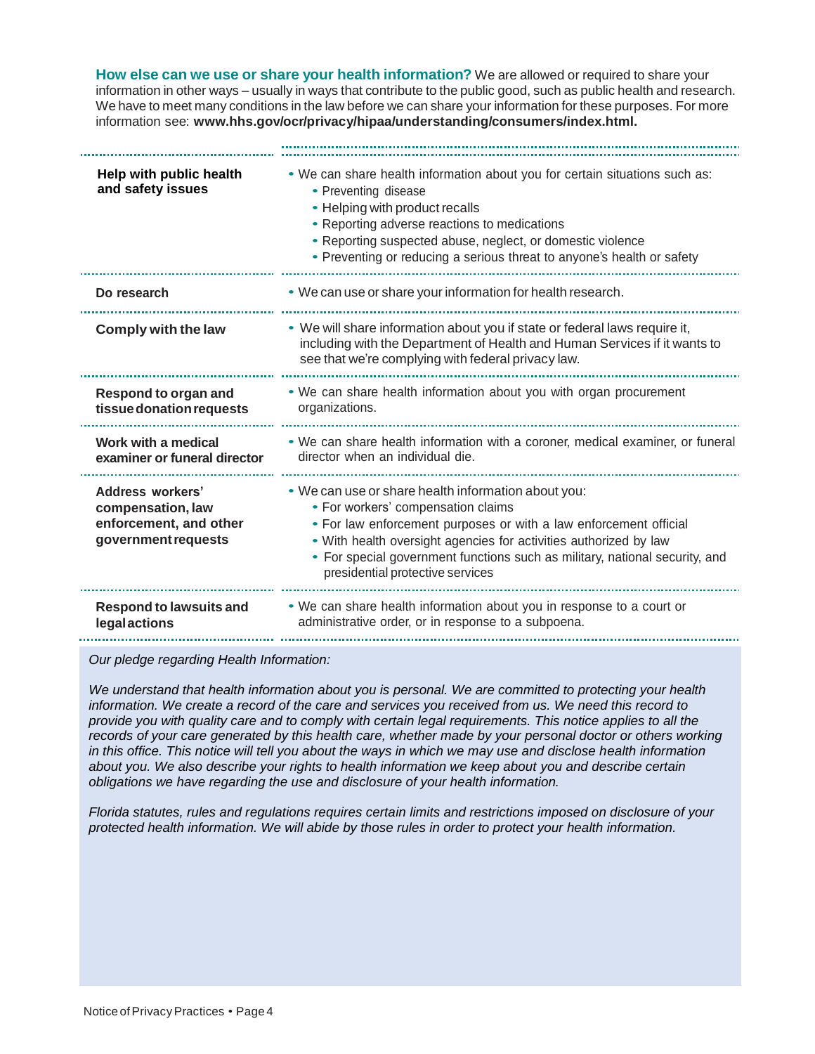**How else can we use or share your health information?** We are allowed or required to share your information in other ways – usually in ways that contribute to the public good, such as public health and research. We have to meet many conditions in the law before we can share your information for these purposes. For more information see: **www.hhs.gov/ocr/privacy/hipaa/understanding/consumers/index.html.**

| | |
|---|---|
| **Help with public health and safety issues** | • We can share health information about you for certain situations such as:<br>• Preventing disease<br>• Helping with product recalls<br>• Reporting adverse reactions to medications<br>• Reporting suspected abuse, neglect, or domestic violence<br>• Preventing or reducing a serious threat to anyone's health or safety |
| **Do research** | • We can use or share your information for health research. |
| **Comply with the law** | • We will share information about you if state or federal laws require it, including with the Department of Health and Human Services if it wants to see that we're complying with federal privacy law. |
| **Respond to organ and tissue donation requests** | • We can share health information about you with organ procurement organizations. |
| **Work with a medical examiner or funeral director** | • We can share health information with a coroner, medical examiner, or funeral director when an individual die. |
| **Address workers' compensation, law enforcement, and other government requests** | • We can use or share health information about you:<br>• For workers' compensation claims<br>• For law enforcement purposes or with a law enforcement official<br>• With health oversight agencies for activities authorized by law<br>• For special government functions such as military, national security, and presidential protective services |
| **Respond to lawsuits and legal actions** | • We can share health information about you in response to a court or administrative order, or in response to a subpoena. |

*Our pledge regarding Health Information:*

*We understand that health information about you is personal. We are committed to protecting your health information. We create a record of the care and services you received from us. We need this record to provide you with quality care and to comply with certain legal requirements. This notice applies to all the records of your care generated by this health care, whether made by your personal doctor or others working in this office. This notice will tell you about the ways in which we may use and disclose health information about you. We also describe your rights to health information we keep about you and describe certain obligations we have regarding the use and disclosure of your health information.*

*Florida statutes, rules and regulations requires certain limits and restrictions imposed on disclosure of your protected health information. We will abide by those rules in order to protect your health information.*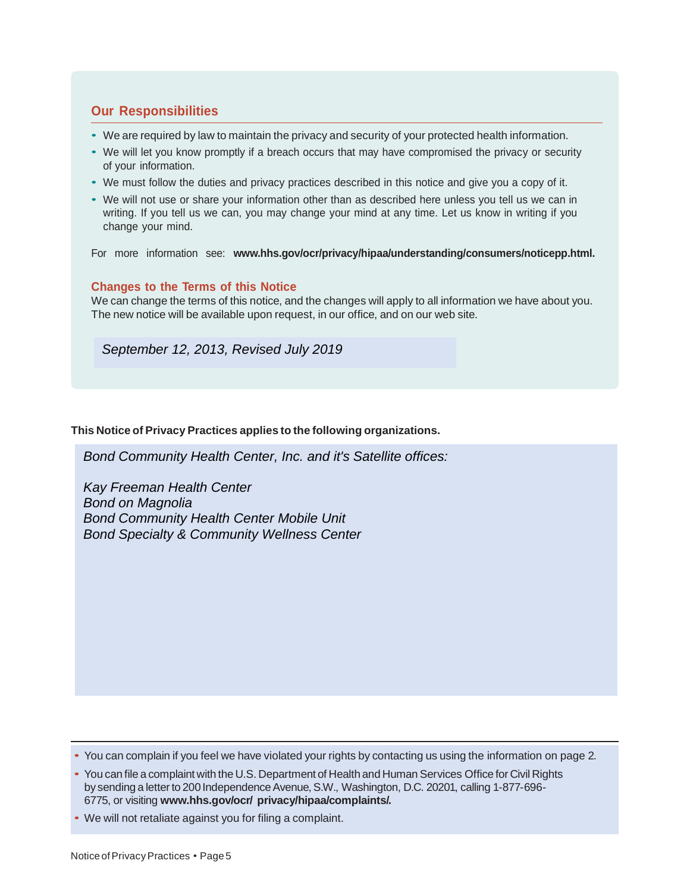## Our Responsibilities

- We are required by law to maintain the privacy and security of your protected health information.
- We will let you know promptly if a breach occurs that may have compromised the privacy or security of your information.
- We must follow the duties and privacy practices described in this notice and give you a copy of it.
- We will not use or share your information other than as described here unless you tell us we can in writing. If you tell us we can, you may change your mind at any time. Let us know in writing if you change your mind.

For more information see: **www.hhs.gov/ocr/privacy/hipaa/understanding/consumers/noticepp.html.**

## Changes to the Terms of this Notice

We can change the terms of this notice, and the changes will apply to all information we have about you. The new notice will be available upon request, in our office, and on our web site.

*September 12, 2013, Revised July 2019*

**This Notice of Privacy Practices applies to the following organizations.**

*Bond Community Health Center, Inc. and it's Satellite offices:*

*Kay Freeman Health Center*
*Bond on Magnolia*
*Bond Community Health Center Mobile Unit*
*Bond Specialty & Community Wellness Center*

- You can complain if you feel we have violated your rights by contacting us using the information on page 2.
- You can file a complaint with the U.S. Department of Health and Human Services Office for Civil Rights by sending a letter to 200 Independence Avenue, S.W., Washington, D.C. 20201, calling 1-877-696-6775, or visiting **www.hhs.gov/ocr/ privacy/hipaa/complaints/.**
- We will not retaliate against you for filing a complaint.